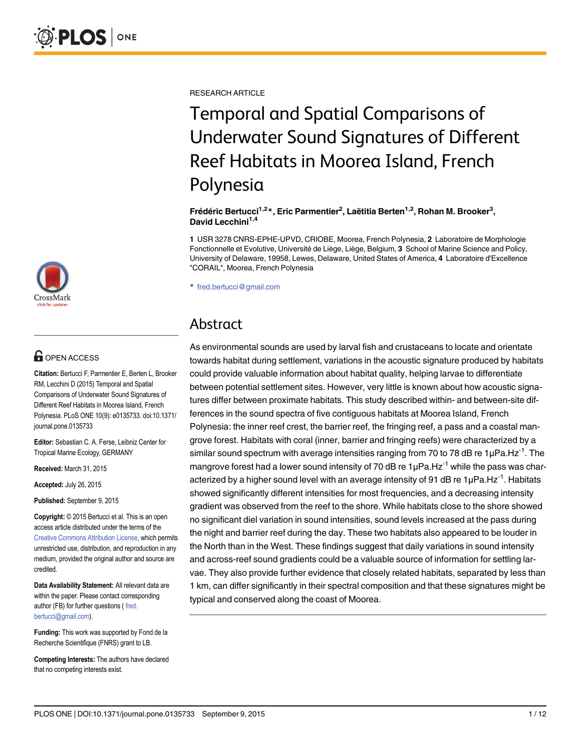RESEARCH ARTICLE

# Temporal and Spatial Comparisons of Underwater Sound Signatures of Different Reef Habitats in Moorea Island, French Polynesia

**Frédéric Bertucci[1,2]*, Eric Parmentier[2], Laëtitia Berten[1,2], Rohan M. Brooker[3], David Lecchini[1,4]**

**1** USR 3278 CNRS-EPHE-UPVD, CRIOBE, Moorea, French Polynesia, **2** Laboratoire de Morphologie Fonctionnelle et Evolutive, Université de Liège, Liège, Belgium, **3** School of Marine Science and Policy, University of Delaware, 19958, Lewes, Delaware, United States of America, **4** Laboratoire d'Excellence "CORAIL", Moorea, French Polynesia

* fred.bertucci@gmail.com

## Abstract

As environmental sounds are used by larval fish and crustaceans to locate and orientate towards habitat during settlement, variations in the acoustic signature produced by habitats could provide valuable information about habitat quality, helping larvae to differentiate between potential settlement sites. However, very little is known about how acoustic signatures differ between proximate habitats. This study described within- and between-site differences in the sound spectra of five contiguous habitats at Moorea Island, French Polynesia: the inner reef crest, the barrier reef, the fringing reef, a pass and a coastal mangrove forest. Habitats with coral (inner, barrier and fringing reefs) were characterized by a similar sound spectrum with average intensities ranging from 70 to 78 dB re 1μPa.Hz$^{-1}$. The mangrove forest had a lower sound intensity of 70 dB re 1μPa.Hz$^{-1}$ while the pass was characterized by a higher sound level with an average intensity of 91 dB re 1μPa.Hz$^{-1}$. Habitats showed significantly different intensities for most frequencies, and a decreasing intensity gradient was observed from the reef to the shore. While habitats close to the shore showed no significant diel variation in sound intensities, sound levels increased at the pass during the night and barrier reef during the day. These two habitats also appeared to be louder in the North than in the West. These findings suggest that daily variations in sound intensity and across-reef sound gradients could be a valuable source of information for settling larvae. They also provide further evidence that closely related habitats, separated by less than 1 km, can differ significantly in their spectral composition and that these signatures might be typical and conserved along the coast of Moorea.

OPEN ACCESS

**Citation:** Bertucci F, Parmentier E, Berten L, Brooker RM, Lecchini D (2015) Temporal and Spatial Comparisons of Underwater Sound Signatures of Different Reef Habitats in Moorea Island, French Polynesia. PLoS ONE 10(9): e0135733. doi:10.1371/journal.pone.0135733

**Editor:** Sebastian C. A. Ferse, Leibniz Center for Tropical Marine Ecology, GERMANY

**Received:** March 31, 2015

**Accepted:** July 26, 2015

**Published:** September 9, 2015

**Copyright:** © 2015 Bertucci et al. This is an open access article distributed under the terms of the Creative Commons Attribution License, which permits unrestricted use, distribution, and reproduction in any medium, provided the original author and source are credited.

**Data Availability Statement:** All relevant data are within the paper. Please contact corresponding author (FB) for further questions ( fred.bertucci@gmail.com).

**Funding:** This work was supported by Fond de la Recherche Scientifique (FNRS) grant to LB.

**Competing Interests:** The authors have declared that no competing interests exist.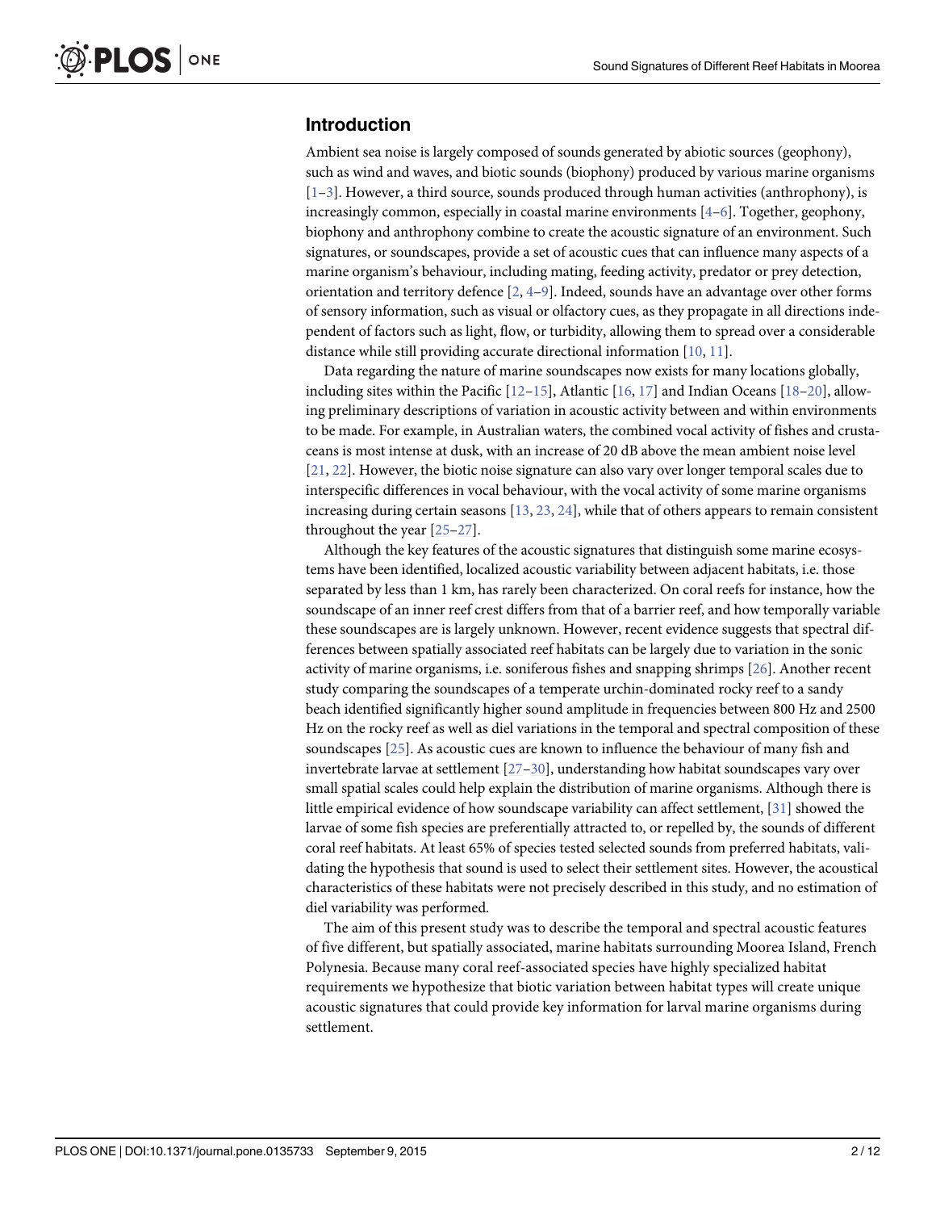## Introduction

Ambient sea noise is largely composed of sounds generated by abiotic sources (geophony), such as wind and waves, and biotic sounds (biophony) produced by various marine organisms [1–3]. However, a third source, sounds produced through human activities (anthrophony), is increasingly common, especially in coastal marine environments [4–6]. Together, geophony, biophony and anthrophony combine to create the acoustic signature of an environment. Such signatures, or soundscapes, provide a set of acoustic cues that can influence many aspects of a marine organism's behaviour, including mating, feeding activity, predator or prey detection, orientation and territory defence [2, 4–9]. Indeed, sounds have an advantage over other forms of sensory information, such as visual or olfactory cues, as they propagate in all directions independent of factors such as light, flow, or turbidity, allowing them to spread over a considerable distance while still providing accurate directional information [10, 11].

Data regarding the nature of marine soundscapes now exists for many locations globally, including sites within the Pacific [12–15], Atlantic [16, 17] and Indian Oceans [18–20], allowing preliminary descriptions of variation in acoustic activity between and within environments to be made. For example, in Australian waters, the combined vocal activity of fishes and crustaceans is most intense at dusk, with an increase of 20 dB above the mean ambient noise level [21, 22]. However, the biotic noise signature can also vary over longer temporal scales due to interspecific differences in vocal behaviour, with the vocal activity of some marine organisms increasing during certain seasons [13, 23, 24], while that of others appears to remain consistent throughout the year [25–27].

Although the key features of the acoustic signatures that distinguish some marine ecosystems have been identified, localized acoustic variability between adjacent habitats, i.e. those separated by less than 1 km, has rarely been characterized. On coral reefs for instance, how the soundscape of an inner reef crest differs from that of a barrier reef, and how temporally variable these soundscapes are is largely unknown. However, recent evidence suggests that spectral differences between spatially associated reef habitats can be largely due to variation in the sonic activity of marine organisms, i.e. soniferous fishes and snapping shrimps [26]. Another recent study comparing the soundscapes of a temperate urchin-dominated rocky reef to a sandy beach identified significantly higher sound amplitude in frequencies between 800 Hz and 2500 Hz on the rocky reef as well as diel variations in the temporal and spectral composition of these soundscapes [25]. As acoustic cues are known to influence the behaviour of many fish and invertebrate larvae at settlement [27–30], understanding how habitat soundscapes vary over small spatial scales could help explain the distribution of marine organisms. Although there is little empirical evidence of how soundscape variability can affect settlement, [31] showed the larvae of some fish species are preferentially attracted to, or repelled by, the sounds of different coral reef habitats. At least 65% of species tested selected sounds from preferred habitats, validating the hypothesis that sound is used to select their settlement sites. However, the acoustical characteristics of these habitats were not precisely described in this study, and no estimation of diel variability was performed.

The aim of this present study was to describe the temporal and spectral acoustic features of five different, but spatially associated, marine habitats surrounding Moorea Island, French Polynesia. Because many coral reef-associated species have highly specialized habitat requirements we hypothesize that biotic variation between habitat types will create unique acoustic signatures that could provide key information for larval marine organisms during settlement.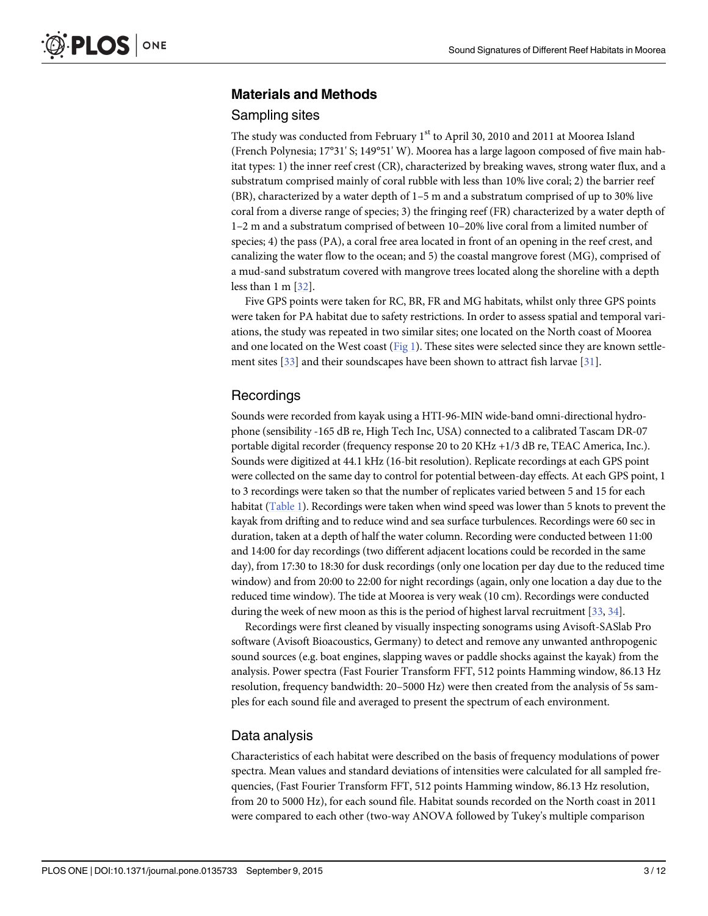## Materials and Methods

### Sampling sites

The study was conducted from February 1[st] to April 30, 2010 and 2011 at Moorea Island (French Polynesia; 17°31' S; 149°51' W). Moorea has a large lagoon composed of five main habitat types: 1) the inner reef crest (CR), characterized by breaking waves, strong water flux, and a substratum comprised mainly of coral rubble with less than 10% live coral; 2) the barrier reef (BR), characterized by a water depth of 1–5 m and a substratum comprised of up to 30% live coral from a diverse range of species; 3) the fringing reef (FR) characterized by a water depth of 1–2 m and a substratum comprised of between 10–20% live coral from a limited number of species; 4) the pass (PA), a coral free area located in front of an opening in the reef crest, and canalizing the water flow to the ocean; and 5) the coastal mangrove forest (MG), comprised of a mud-sand substratum covered with mangrove trees located along the shoreline with a depth less than 1 m [32].

Five GPS points were taken for RC, BR, FR and MG habitats, whilst only three GPS points were taken for PA habitat due to safety restrictions. In order to assess spatial and temporal variations, the study was repeated in two similar sites; one located on the North coast of Moorea and one located on the West coast (Fig 1). These sites were selected since they are known settlement sites [33] and their soundscapes have been shown to attract fish larvae [31].

### Recordings

Sounds were recorded from kayak using a HTI-96-MIN wide-band omni-directional hydrophone (sensibility -165 dB re, High Tech Inc, USA) connected to a calibrated Tascam DR-07 portable digital recorder (frequency response 20 to 20 KHz +1/3 dB re, TEAC America, Inc.). Sounds were digitized at 44.1 kHz (16-bit resolution). Replicate recordings at each GPS point were collected on the same day to control for potential between-day effects. At each GPS point, 1 to 3 recordings were taken so that the number of replicates varied between 5 and 15 for each habitat (Table 1). Recordings were taken when wind speed was lower than 5 knots to prevent the kayak from drifting and to reduce wind and sea surface turbulences. Recordings were 60 sec in duration, taken at a depth of half the water column. Recording were conducted between 11:00 and 14:00 for day recordings (two different adjacent locations could be recorded in the same day), from 17:30 to 18:30 for dusk recordings (only one location per day due to the reduced time window) and from 20:00 to 22:00 for night recordings (again, only one location a day due to the reduced time window). The tide at Moorea is very weak (10 cm). Recordings were conducted during the week of new moon as this is the period of highest larval recruitment [33, 34].

Recordings were first cleaned by visually inspecting sonograms using Avisoft-SASlab Pro software (Avisoft Bioacoustics, Germany) to detect and remove any unwanted anthropogenic sound sources (e.g. boat engines, slapping waves or paddle shocks against the kayak) from the analysis. Power spectra (Fast Fourier Transform FFT, 512 points Hamming window, 86.13 Hz resolution, frequency bandwidth: 20–5000 Hz) were then created from the analysis of 5s samples for each sound file and averaged to present the spectrum of each environment.

### Data analysis

Characteristics of each habitat were described on the basis of frequency modulations of power spectra. Mean values and standard deviations of intensities were calculated for all sampled frequencies, (Fast Fourier Transform FFT, 512 points Hamming window, 86.13 Hz resolution, from 20 to 5000 Hz), for each sound file. Habitat sounds recorded on the North coast in 2011 were compared to each other (two-way ANOVA followed by Tukey's multiple comparison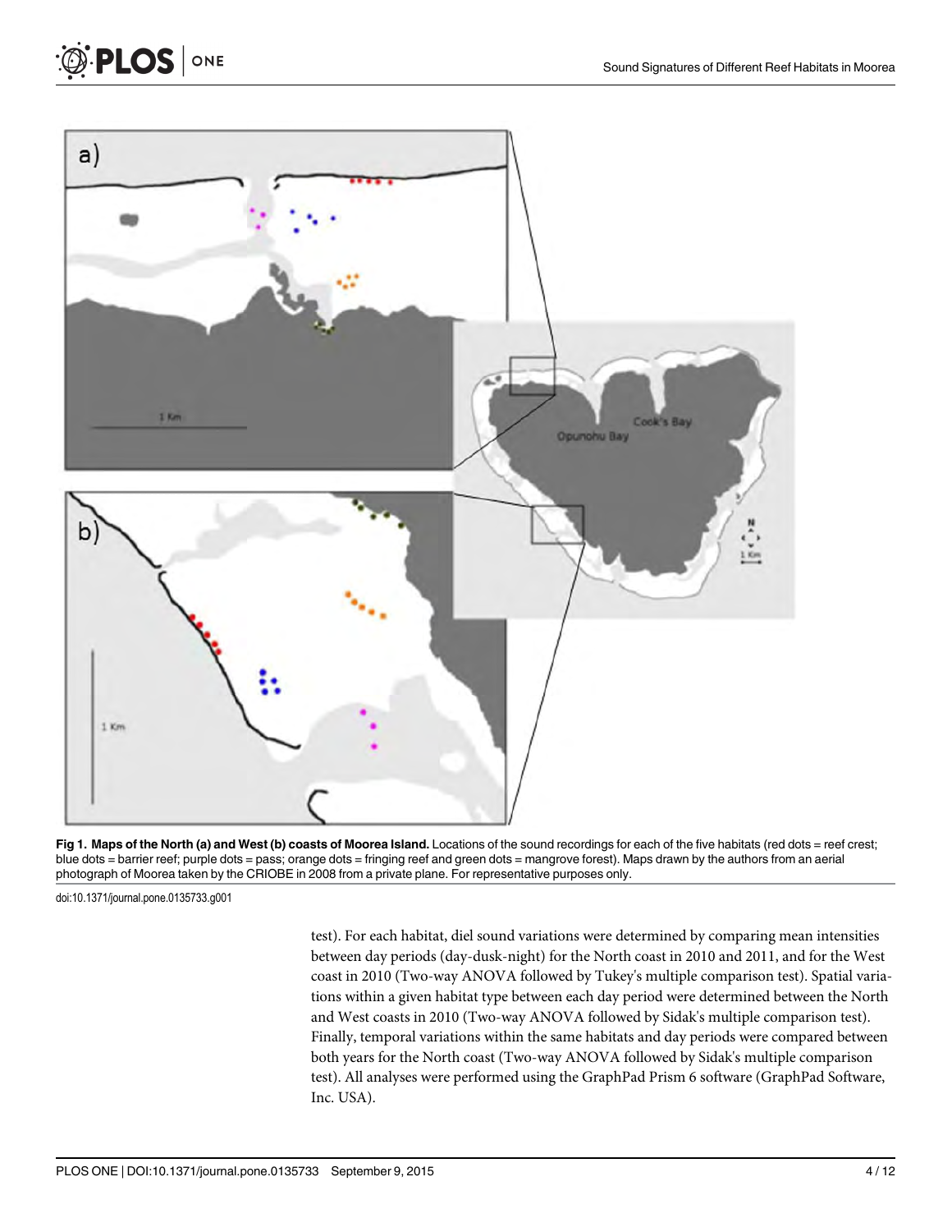Fig 1. Maps of the North (a) and West (b) coasts of Moorea Island. Locations of the sound recordings for each of the five habitats (red dots = reef crest; blue dots = barrier reef; purple dots = pass; orange dots = fringing reef and green dots = mangrove forest). Maps drawn by the authors from an aerial photograph of Moorea taken by the CRIOBE in 2008 from a private plane. For representative purposes only.

doi:10.1371/journal.pone.0135733.g001

test). For each habitat, diel sound variations were determined by comparing mean intensities between day periods (day-dusk-night) for the North coast in 2010 and 2011, and for the West coast in 2010 (Two-way ANOVA followed by Tukey's multiple comparison test). Spatial variations within a given habitat type between each day period were determined between the North and West coasts in 2010 (Two-way ANOVA followed by Sidak's multiple comparison test). Finally, temporal variations within the same habitats and day periods were compared between both years for the North coast (Two-way ANOVA followed by Sidak's multiple comparison test). All analyses were performed using the GraphPad Prism 6 software (GraphPad Software, Inc. USA).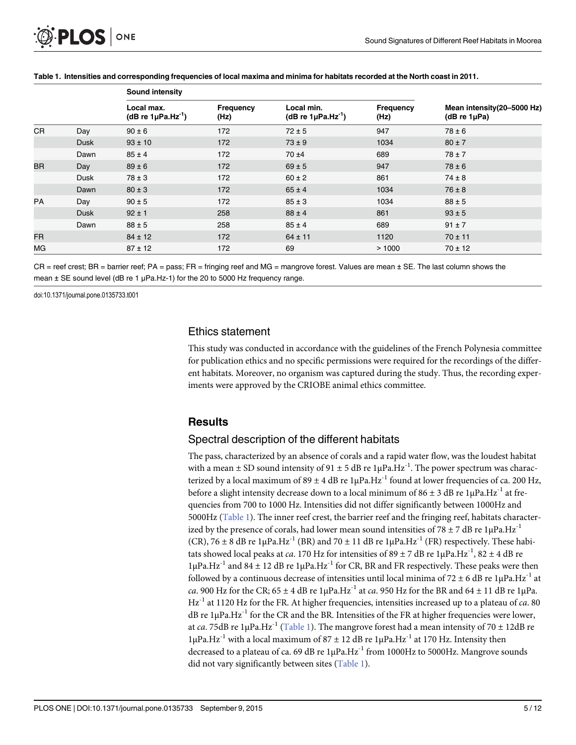**Table 1. Intensities and corresponding frequencies of local maxima and minima for habitats recorded at the North coast in 2011.**

| | | Sound intensity | | | | |
|---|---|---|---|---|---|---|
| | | Local max. (dB re $1\mu Pa.Hz^{-1}$) | Frequency (Hz) | Local min. (dB re $1\mu Pa.Hz^{-1}$) | Frequency (Hz) | Mean intensity(20–5000 Hz) (dB re 1μPa) |
| CR | Day | 90 ± 6 | 172 | 72 ± 5 | 947 | 78 ± 6 |
| | Dusk | 93 ± 10 | 172 | 73 ± 9 | 1034 | 80 ± 7 |
| | Dawn | 85 ± 4 | 172 | 70 ±4 | 689 | 78 ± 7 |
| BR | Day | 89 ± 6 | 172 | 69 ± 5 | 947 | 78 ± 6 |
| | Dusk | 78 ± 3 | 172 | 60 ± 2 | 861 | 74 ± 8 |
| | Dawn | 80 ± 3 | 172 | 65 ± 4 | 1034 | 76 ± 8 |
| PA | Day | 90 ± 5 | 172 | 85 ± 3 | 1034 | 88 ± 5 |
| | Dusk | 92 ± 1 | 258 | 88 ± 4 | 861 | 93 ± 5 |
| | Dawn | 88 ± 5 | 258 | 85 ± 4 | 689 | 91 ± 7 |
| FR | | 84 ± 12 | 172 | 64 ± 11 | 1120 | 70 ± 11 |
| MG | | 87 ± 12 | 172 | 69 | > 1000 | 70 ± 12 |

CR = reef crest; BR = barrier reef; PA = pass; FR = fringing reef and MG = mangrove forest. Values are mean ± SE. The last column shows the mean ± SE sound level (dB re 1 μPa.Hz-1) for the 20 to 5000 Hz frequency range.

doi:10.1371/journal.pone.0135733.t001

## Ethics statement

This study was conducted in accordance with the guidelines of the French Polynesia committee for publication ethics and no specific permissions were required for the recordings of the different habitats. Moreover, no organism was captured during the study. Thus, the recording experiments were approved by the CRIOBE animal ethics committee.

# Results

## Spectral description of the different habitats

The pass, characterized by an absence of corals and a rapid water flow, was the loudest habitat with a mean ± SD sound intensity of 91 ± 5 dB re $1\mu Pa.Hz^{-1}$. The power spectrum was characterized by a local maximum of 89 ± 4 dB re $1\mu Pa.Hz^{-1}$ found at lower frequencies of ca. 200 Hz, before a slight intensity decrease down to a local minimum of 86 ± 3 dB re $1\mu Pa.Hz^{-1}$ at frequencies from 700 to 1000 Hz. Intensities did not differ significantly between 1000Hz and 5000Hz (Table 1). The inner reef crest, the barrier reef and the fringing reef, habitats characterized by the presence of corals, had lower mean sound intensities of 78 ± 7 dB re $1\mu Pa.Hz^{-1}$ (CR), 76 ± 8 dB re $1\mu Pa.Hz^{-1}$ (BR) and 70 ± 11 dB re $1\mu Pa.Hz^{-1}$ (FR) respectively. These habitats showed local peaks at *ca*. 170 Hz for intensities of 89 ± 7 dB re $1\mu Pa.Hz^{-1}$, 82 ± 4 dB re $1\mu Pa.Hz^{-1}$ and 84 ± 12 dB re $1\mu Pa.Hz^{-1}$ for CR, BR and FR respectively. These peaks were then followed by a continuous decrease of intensities until local minima of 72 ± 6 dB re $1\mu Pa.Hz^{-1}$ at *ca*. 900 Hz for the CR; 65 ± 4 dB re $1\mu Pa.Hz^{-1}$ at *ca*. 950 Hz for the BR and 64 ± 11 dB re $1\mu Pa.Hz^{-1}$ at 1120 Hz for the FR. At higher frequencies, intensities increased up to a plateau of *ca*. 80 dB re $1\mu Pa.Hz^{-1}$ for the CR and the BR. Intensities of the FR at higher frequencies were lower, at *ca*. 75dB re $1\mu Pa.Hz^{-1}$ (Table 1). The mangrove forest had a mean intensity of 70 ± 12dB re $1\mu Pa.Hz^{-1}$ with a local maximum of 87 ± 12 dB re $1\mu Pa.Hz^{-1}$ at 170 Hz. Intensity then decreased to a plateau of ca. 69 dB re $1\mu Pa.Hz^{-1}$ from 1000Hz to 5000Hz. Mangrove sounds did not vary significantly between sites (Table 1).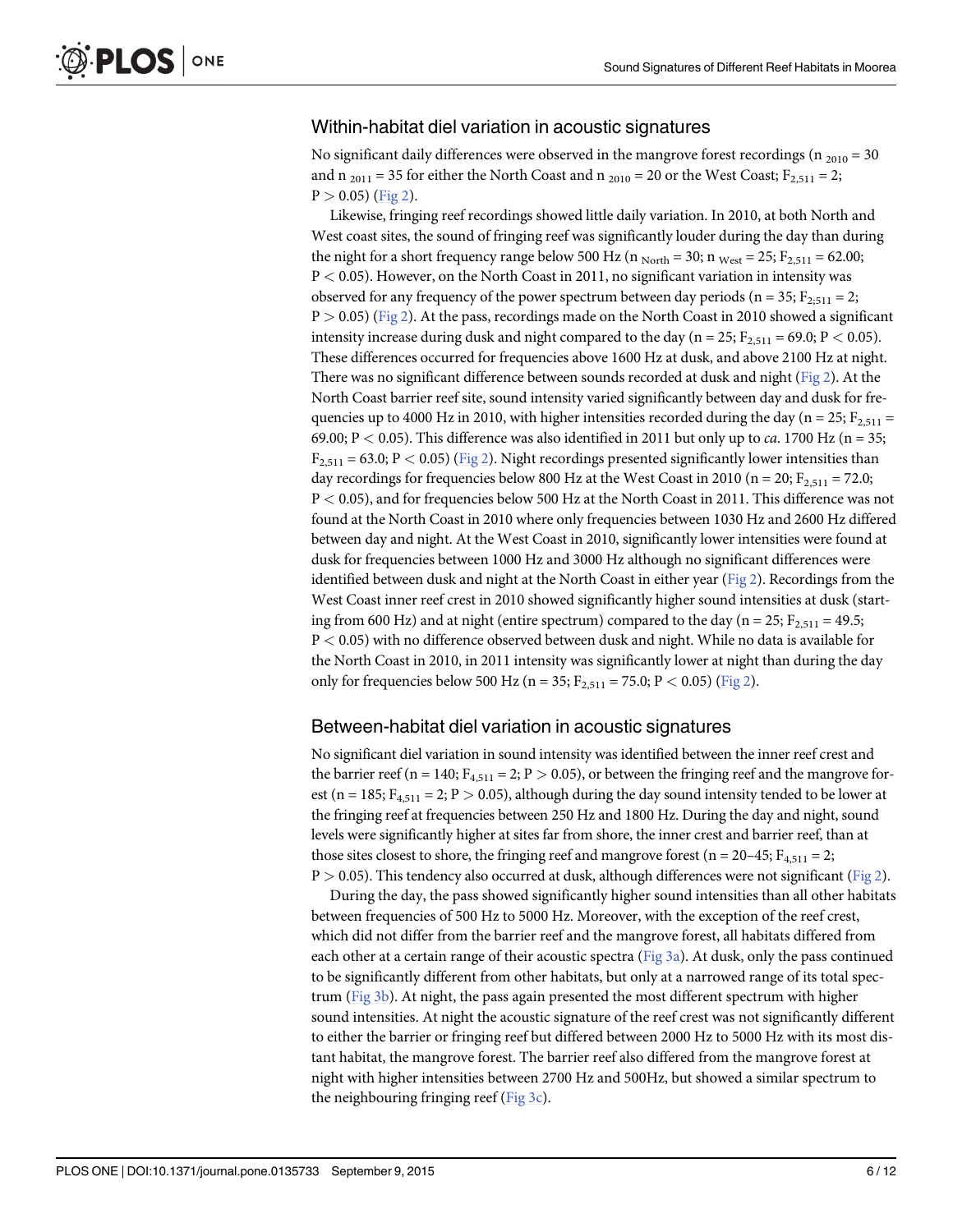## Within-habitat diel variation in acoustic signatures

No significant daily differences were observed in the mangrove forest recordings ($n_{2010} = 30$ and $n_{2011} = 35$ for either the North Coast and $n_{2010} = 20$ or the West Coast; $F_{2,511} = 2$; $P > 0.05$) (Fig 2).

Likewise, fringing reef recordings showed little daily variation. In 2010, at both North and West coast sites, the sound of fringing reef was significantly louder during the day than during the night for a short frequency range below 500 Hz ($n_{North} = 30$; $n_{West} = 25$; $F_{2,511} = 62.00$; $P < 0.05$). However, on the North Coast in 2011, no significant variation in intensity was observed for any frequency of the power spectrum between day periods ($n = 35$; $F_{2;511} = 2$; $P > 0.05$) (Fig 2). At the pass, recordings made on the North Coast in 2010 showed a significant intensity increase during dusk and night compared to the day ($n = 25$; $F_{2,511} = 69.0$; $P < 0.05$). These differences occurred for frequencies above 1600 Hz at dusk, and above 2100 Hz at night. There was no significant difference between sounds recorded at dusk and night (Fig 2). At the North Coast barrier reef site, sound intensity varied significantly between day and dusk for frequencies up to 4000 Hz in 2010, with higher intensities recorded during the day ($n = 25$; $F_{2,511} = 69.00$; $P < 0.05$). This difference was also identified in 2011 but only up to *ca*. 1700 Hz ($n = 35$; $F_{2,511} = 63.0$; $P < 0.05$) (Fig 2). Night recordings presented significantly lower intensities than day recordings for frequencies below 800 Hz at the West Coast in 2010 ($n = 20$; $F_{2,511} = 72.0$; $P < 0.05$), and for frequencies below 500 Hz at the North Coast in 2011. This difference was not found at the North Coast in 2010 where only frequencies between 1030 Hz and 2600 Hz differed between day and night. At the West Coast in 2010, significantly lower intensities were found at dusk for frequencies between 1000 Hz and 3000 Hz although no significant differences were identified between dusk and night at the North Coast in either year (Fig 2). Recordings from the West Coast inner reef crest in 2010 showed significantly higher sound intensities at dusk (starting from 600 Hz) and at night (entire spectrum) compared to the day ($n = 25$; $F_{2,511} = 49.5$; $P < 0.05$) with no difference observed between dusk and night. While no data is available for the North Coast in 2010, in 2011 intensity was significantly lower at night than during the day only for frequencies below 500 Hz ($n = 35$; $F_{2,511} = 75.0$; $P < 0.05$) (Fig 2).

## Between-habitat diel variation in acoustic signatures

No significant diel variation in sound intensity was identified between the inner reef crest and the barrier reef ($n = 140$; $F_{4,511} = 2$; $P > 0.05$), or between the fringing reef and the mangrove forest ($n = 185$; $F_{4,511} = 2$; $P > 0.05$), although during the day sound intensity tended to be lower at the fringing reef at frequencies between 250 Hz and 1800 Hz. During the day and night, sound levels were significantly higher at sites far from shore, the inner crest and barrier reef, than at those sites closest to shore, the fringing reef and mangrove forest ($n = 20–45$; $F_{4,511} = 2$; $P > 0.05$). This tendency also occurred at dusk, although differences were not significant (Fig 2).

During the day, the pass showed significantly higher sound intensities than all other habitats between frequencies of 500 Hz to 5000 Hz. Moreover, with the exception of the reef crest, which did not differ from the barrier reef and the mangrove forest, all habitats differed from each other at a certain range of their acoustic spectra (Fig 3a). At dusk, only the pass continued to be significantly different from other habitats, but only at a narrowed range of its total spectrum (Fig 3b). At night, the pass again presented the most different spectrum with higher sound intensities. At night the acoustic signature of the reef crest was not significantly different to either the barrier or fringing reef but differed between 2000 Hz to 5000 Hz with its most distant habitat, the mangrove forest. The barrier reef also differed from the mangrove forest at night with higher intensities between 2700 Hz and 500Hz, but showed a similar spectrum to the neighbouring fringing reef (Fig 3c).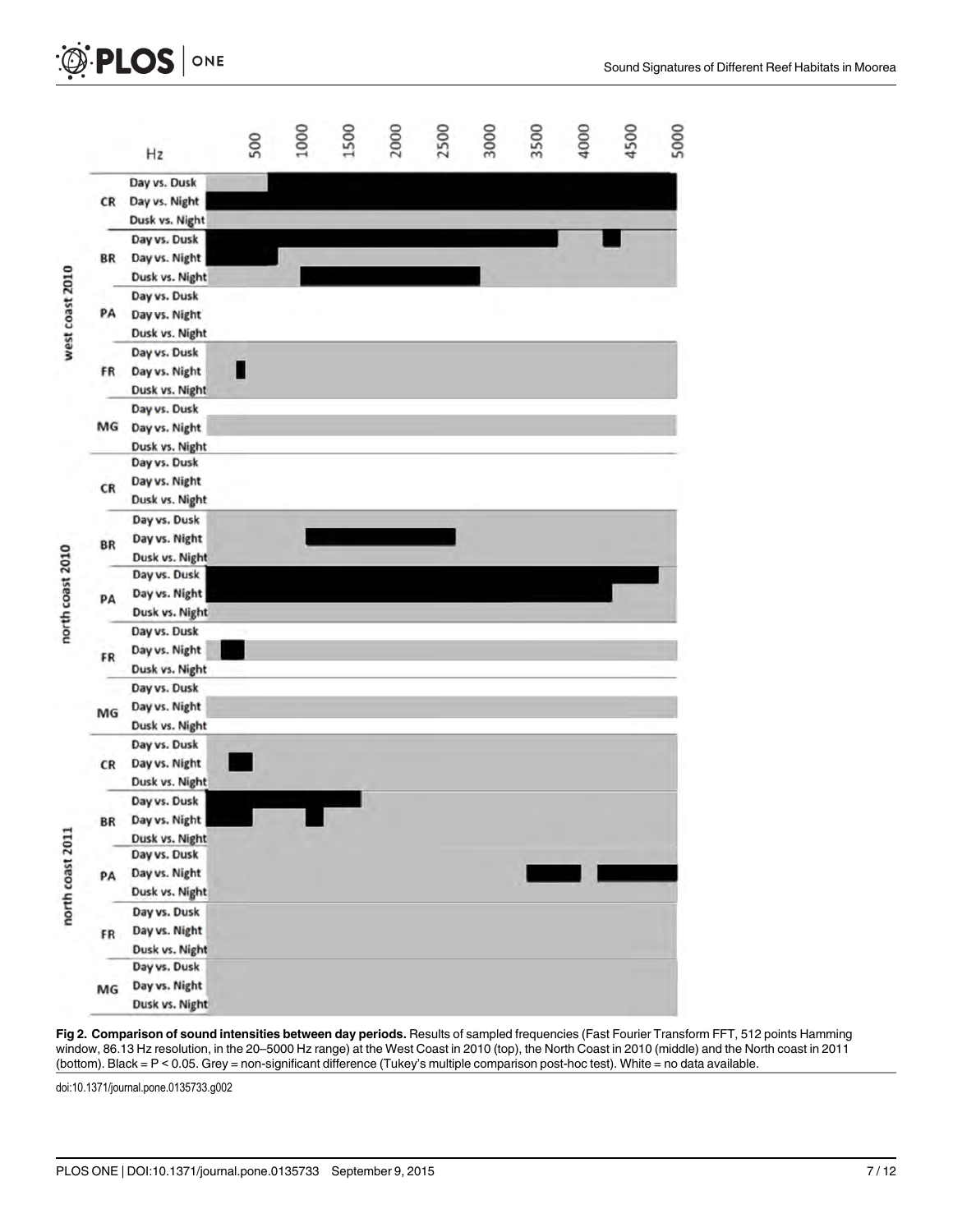**Fig 2. Comparison of sound intensities between day periods.** Results of sampled frequencies (Fast Fourier Transform FFT, 512 points Hamming window, 86.13 Hz resolution, in the 20–5000 Hz range) at the West Coast in 2010 (top), the North Coast in 2010 (middle) and the North coast in 2011 (bottom). Black = P < 0.05. Grey = non-significant difference (Tukey's multiple comparison post-hoc test). White = no data available.

doi:10.1371/journal.pone.0135733.g002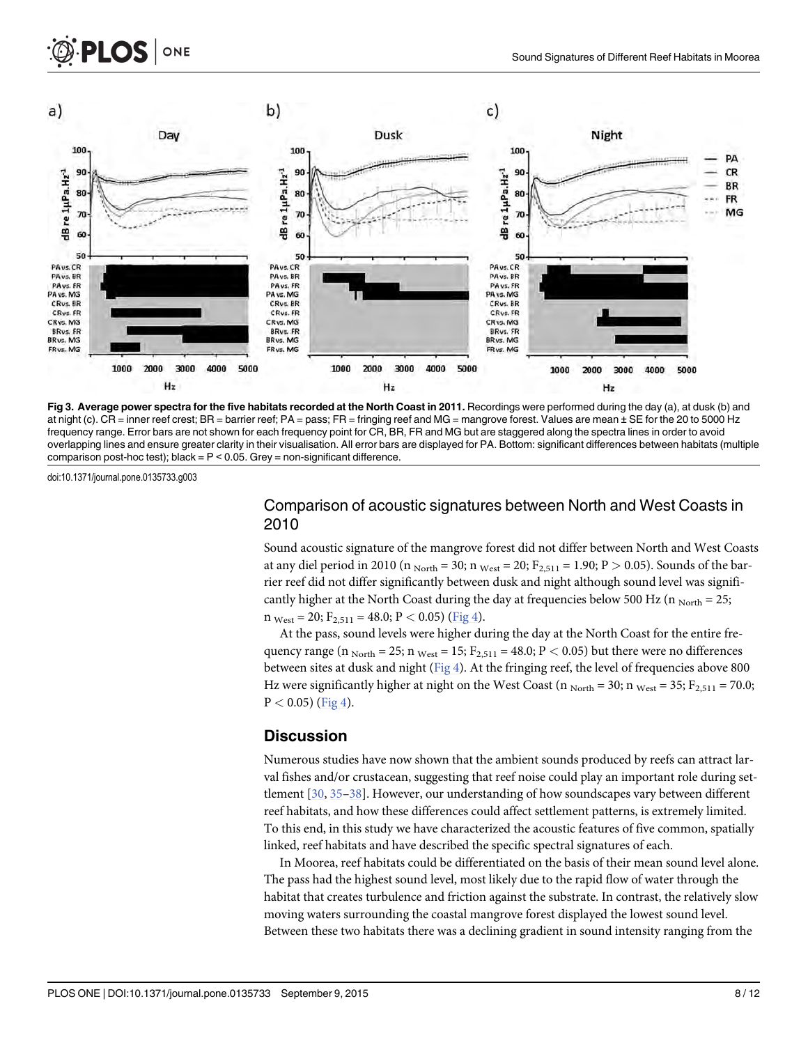**Fig 3. Average power spectra for the five habitats recorded at the North Coast in 2011.** Recordings were performed during the day (a), at dusk (b) and at night (c). CR = inner reef crest; BR = barrier reef; PA = pass; FR = fringing reef and MG = mangrove forest. Values are mean ± SE for the 20 to 5000 Hz frequency range. Error bars are not shown for each frequency point for CR, BR, FR and MG but are staggered along the spectra lines in order to avoid overlapping lines and ensure greater clarity in their visualisation. All error bars are displayed for PA. Bottom: significant differences between habitats (multiple comparison post-hoc test); black = P < 0.05. Grey = non-significant difference.

doi:10.1371/journal.pone.0135733.g003

### Comparison of acoustic signatures between North and West Coasts in 2010

Sound acoustic signature of the mangrove forest did not differ between North and West Coasts at any diel period in 2010 ($n_{North} = 30$; $n_{West} = 20$; $F_{2,511} = 1.90$; $P > 0.05$). Sounds of the barrier reef did not differ significantly between dusk and night although sound level was significantly higher at the North Coast during the day at frequencies below 500 Hz ($n_{North} = 25$; $n_{West} = 20$; $F_{2,511} = 48.0$; $P < 0.05$) (Fig 4).

At the pass, sound levels were higher during the day at the North Coast for the entire frequency range ($n_{North} = 25$; $n_{West} = 15$; $F_{2,511} = 48.0$; $P < 0.05$) but there were no differences between sites at dusk and night (Fig 4). At the fringing reef, the level of frequencies above 800 Hz were significantly higher at night on the West Coast ($n_{North} = 30$; $n_{West} = 35$; $F_{2,511} = 70.0$; $P < 0.05$) (Fig 4).

## Discussion

Numerous studies have now shown that the ambient sounds produced by reefs can attract larval fishes and/or crustacean, suggesting that reef noise could play an important role during settlement [30, 35–38]. However, our understanding of how soundscapes vary between different reef habitats, and how these differences could affect settlement patterns, is extremely limited. To this end, in this study we have characterized the acoustic features of five common, spatially linked, reef habitats and have described the specific spectral signatures of each.

In Moorea, reef habitats could be differentiated on the basis of their mean sound level alone. The pass had the highest sound level, most likely due to the rapid flow of water through the habitat that creates turbulence and friction against the substrate. In contrast, the relatively slow moving waters surrounding the coastal mangrove forest displayed the lowest sound level. Between these two habitats there was a declining gradient in sound intensity ranging from the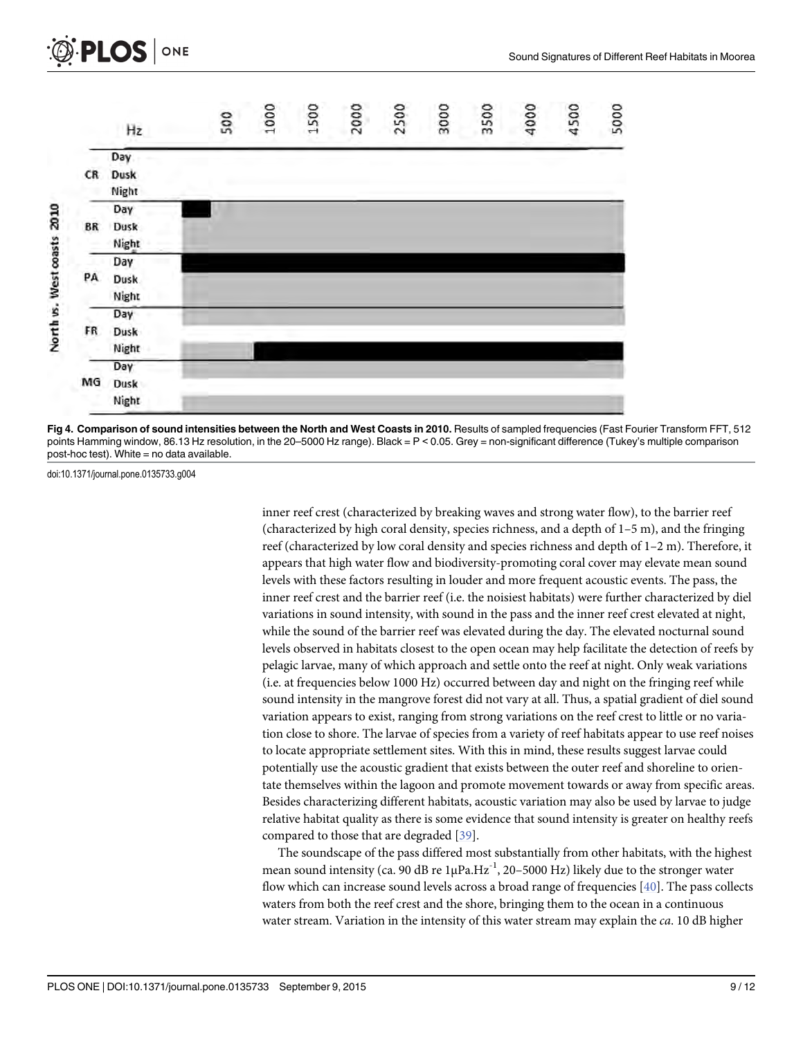Fig 4. Comparison of sound intensities between the North and West Coasts in 2010. Results of sampled frequencies (Fast Fourier Transform FFT, 512 points Hamming window, 86.13 Hz resolution, in the 20–5000 Hz range). Black = P < 0.05. Grey = non-significant difference (Tukey's multiple comparison post-hoc test). White = no data available.

doi:10.1371/journal.pone.0135733.g004

inner reef crest (characterized by breaking waves and strong water flow), to the barrier reef (characterized by high coral density, species richness, and a depth of 1–5 m), and the fringing reef (characterized by low coral density and species richness and depth of 1–2 m). Therefore, it appears that high water flow and biodiversity-promoting coral cover may elevate mean sound levels with these factors resulting in louder and more frequent acoustic events. The pass, the inner reef crest and the barrier reef (i.e. the noisiest habitats) were further characterized by diel variations in sound intensity, with sound in the pass and the inner reef crest elevated at night, while the sound of the barrier reef was elevated during the day. The elevated nocturnal sound levels observed in habitats closest to the open ocean may help facilitate the detection of reefs by pelagic larvae, many of which approach and settle onto the reef at night. Only weak variations (i.e. at frequencies below 1000 Hz) occurred between day and night on the fringing reef while sound intensity in the mangrove forest did not vary at all. Thus, a spatial gradient of diel sound variation appears to exist, ranging from strong variations on the reef crest to little or no variation close to shore. The larvae of species from a variety of reef habitats appear to use reef noises to locate appropriate settlement sites. With this in mind, these results suggest larvae could potentially use the acoustic gradient that exists between the outer reef and shoreline to orientate themselves within the lagoon and promote movement towards or away from specific areas. Besides characterizing different habitats, acoustic variation may also be used by larvae to judge relative habitat quality as there is some evidence that sound intensity is greater on healthy reefs compared to those that are degraded [39].

The soundscape of the pass differed most substantially from other habitats, with the highest mean sound intensity (ca. 90 dB re $1\mu Pa.Hz^{-1}$, 20–5000 Hz) likely due to the stronger water flow which can increase sound levels across a broad range of frequencies [40]. The pass collects waters from both the reef crest and the shore, bringing them to the ocean in a continuous water stream. Variation in the intensity of this water stream may explain the *ca.* 10 dB higher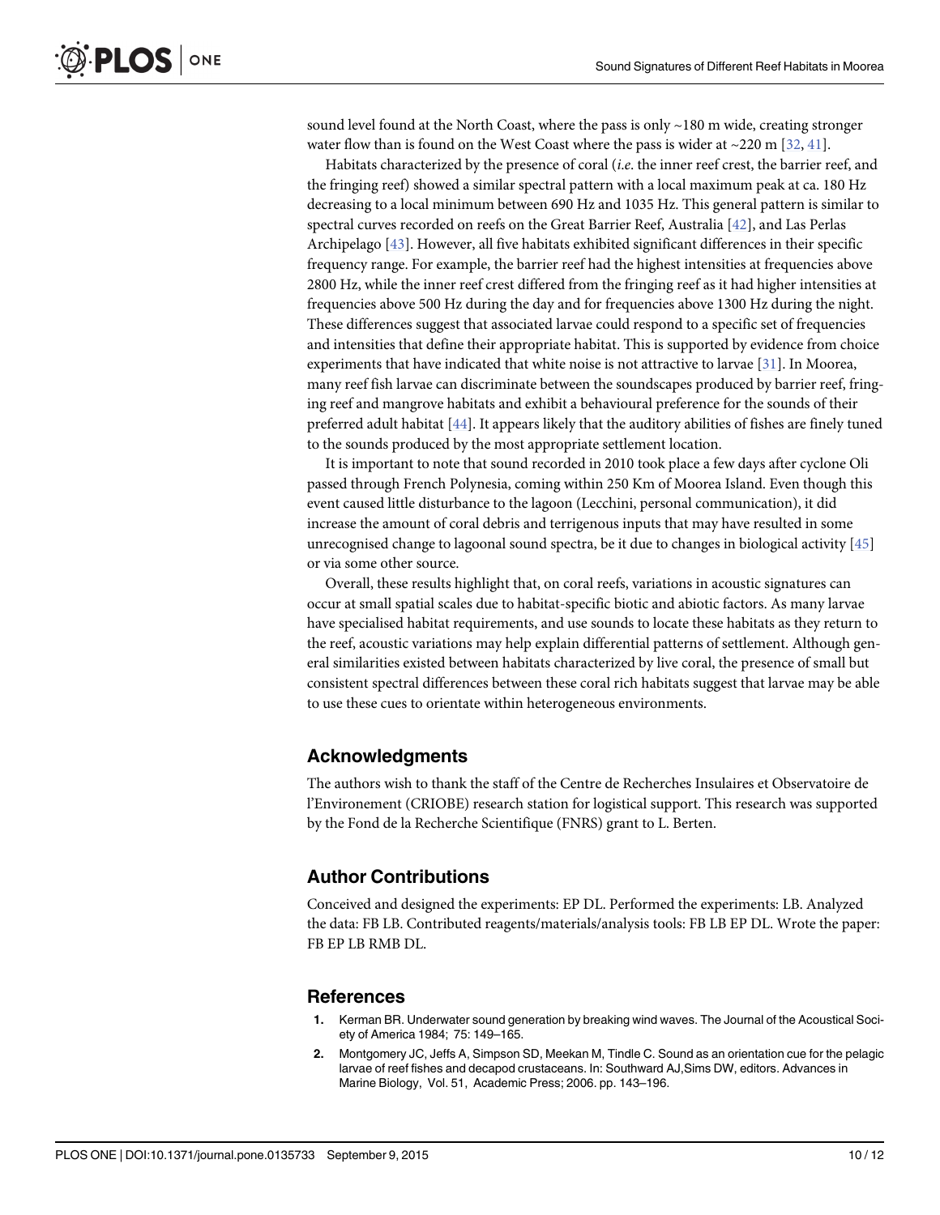sound level found at the North Coast, where the pass is only ~180 m wide, creating stronger water flow than is found on the West Coast where the pass is wider at ~220 m [32, 41].

Habitats characterized by the presence of coral (*i.e*. the inner reef crest, the barrier reef, and the fringing reef) showed a similar spectral pattern with a local maximum peak at ca. 180 Hz decreasing to a local minimum between 690 Hz and 1035 Hz. This general pattern is similar to spectral curves recorded on reefs on the Great Barrier Reef, Australia [42], and Las Perlas Archipelago [43]. However, all five habitats exhibited significant differences in their specific frequency range. For example, the barrier reef had the highest intensities at frequencies above 2800 Hz, while the inner reef crest differed from the fringing reef as it had higher intensities at frequencies above 500 Hz during the day and for frequencies above 1300 Hz during the night. These differences suggest that associated larvae could respond to a specific set of frequencies and intensities that define their appropriate habitat. This is supported by evidence from choice experiments that have indicated that white noise is not attractive to larvae [31]. In Moorea, many reef fish larvae can discriminate between the soundscapes produced by barrier reef, fringing reef and mangrove habitats and exhibit a behavioural preference for the sounds of their preferred adult habitat [44]. It appears likely that the auditory abilities of fishes are finely tuned to the sounds produced by the most appropriate settlement location.

It is important to note that sound recorded in 2010 took place a few days after cyclone Oli passed through French Polynesia, coming within 250 Km of Moorea Island. Even though this event caused little disturbance to the lagoon (Lecchini, personal communication), it did increase the amount of coral debris and terrigenous inputs that may have resulted in some unrecognised change to lagoonal sound spectra, be it due to changes in biological activity [45] or via some other source.

Overall, these results highlight that, on coral reefs, variations in acoustic signatures can occur at small spatial scales due to habitat-specific biotic and abiotic factors. As many larvae have specialised habitat requirements, and use sounds to locate these habitats as they return to the reef, acoustic variations may help explain differential patterns of settlement. Although general similarities existed between habitats characterized by live coral, the presence of small but consistent spectral differences between these coral rich habitats suggest that larvae may be able to use these cues to orientate within heterogeneous environments.

## Acknowledgments

The authors wish to thank the staff of the Centre de Recherches Insulaires et Observatoire de l'Environement (CRIOBE) research station for logistical support. This research was supported by the Fond de la Recherche Scientifique (FNRS) grant to L. Berten.

## Author Contributions

Conceived and designed the experiments: EP DL. Performed the experiments: LB. Analyzed the data: FB LB. Contributed reagents/materials/analysis tools: FB LB EP DL. Wrote the paper: FB EP LB RMB DL.

## References

1. Kerman BR. Underwater sound generation by breaking wind waves. The Journal of the Acoustical Society of America 1984; 75: 149–165.
2. Montgomery JC, Jeffs A, Simpson SD, Meekan M, Tindle C. Sound as an orientation cue for the pelagic larvae of reef fishes and decapod crustaceans. In: Southward AJ,Sims DW, editors. Advances in Marine Biology, Vol. 51, Academic Press; 2006. pp. 143–196.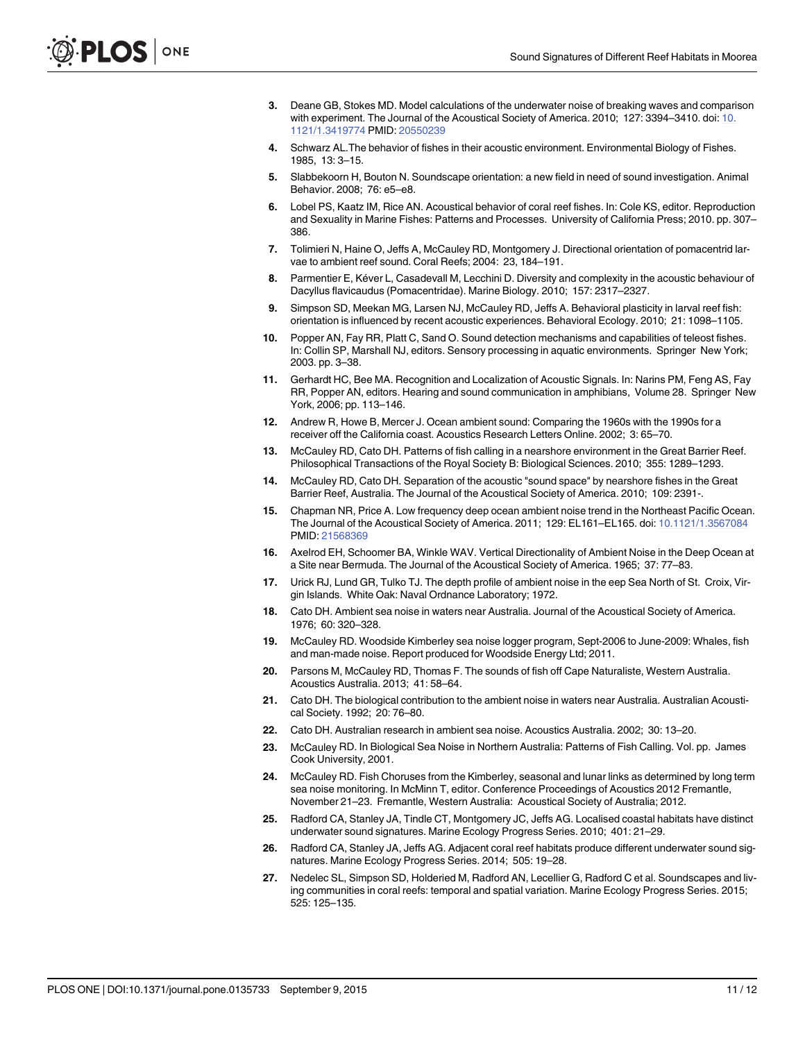3. Deane GB, Stokes MD. Model calculations of the underwater noise of breaking waves and comparison with experiment. The Journal of the Acoustical Society of America. 2010; 127: 3394–3410. doi: 10.1121/1.3419774 PMID: 20550239
4. Schwarz AL.The behavior of fishes in their acoustic environment. Environmental Biology of Fishes. 1985, 13: 3–15.
5. Slabbekoorn H, Bouton N. Soundscape orientation: a new field in need of sound investigation. Animal Behavior. 2008; 76: e5–e8.
6. Lobel PS, Kaatz IM, Rice AN. Acoustical behavior of coral reef fishes. In: Cole KS, editor. Reproduction and Sexuality in Marine Fishes: Patterns and Processes. University of California Press; 2010. pp. 307–386.
7. Tolimieri N, Haine O, Jeffs A, McCauley RD, Montgomery J. Directional orientation of pomacentrid larvae to ambient reef sound. Coral Reefs; 2004: 23, 184–191.
8. Parmentier E, Kéver L, Casadevall M, Lecchini D. Diversity and complexity in the acoustic behaviour of Dacyllus flavicaudus (Pomacentridae). Marine Biology. 2010; 157: 2317–2327.
9. Simpson SD, Meekan MG, Larsen NJ, McCauley RD, Jeffs A. Behavioral plasticity in larval reef fish: orientation is influenced by recent acoustic experiences. Behavioral Ecology. 2010; 21: 1098–1105.
10. Popper AN, Fay RR, Platt C, Sand O. Sound detection mechanisms and capabilities of teleost fishes. In: Collin SP, Marshall NJ, editors. Sensory processing in aquatic environments. Springer New York; 2003. pp. 3–38.
11. Gerhardt HC, Bee MA. Recognition and Localization of Acoustic Signals. In: Narins PM, Feng AS, Fay RR, Popper AN, editors. Hearing and sound communication in amphibians, Volume 28. Springer New York, 2006; pp. 113–146.
12. Andrew R, Howe B, Mercer J. Ocean ambient sound: Comparing the 1960s with the 1990s for a receiver off the California coast. Acoustics Research Letters Online. 2002; 3: 65–70.
13. McCauley RD, Cato DH. Patterns of fish calling in a nearshore environment in the Great Barrier Reef. Philosophical Transactions of the Royal Society B: Biological Sciences. 2010; 355: 1289–1293.
14. McCauley RD, Cato DH. Separation of the acoustic "sound space" by nearshore fishes in the Great Barrier Reef, Australia. The Journal of the Acoustical Society of America. 2010; 109: 2391-.
15. Chapman NR, Price A. Low frequency deep ocean ambient noise trend in the Northeast Pacific Ocean. The Journal of the Acoustical Society of America. 2011; 129: EL161–EL165. doi: 10.1121/1.3567084 PMID: 21568369
16. Axelrod EH, Schoomer BA, Winkle WAV. Vertical Directionality of Ambient Noise in the Deep Ocean at a Site near Bermuda. The Journal of the Acoustical Society of America. 1965; 37: 77–83.
17. Urick RJ, Lund GR, Tulko TJ. The depth profile of ambient noise in the eep Sea North of St. Croix, Virgin Islands. White Oak: Naval Ordnance Laboratory; 1972.
18. Cato DH. Ambient sea noise in waters near Australia. Journal of the Acoustical Society of America. 1976; 60: 320–328.
19. McCauley RD. Woodside Kimberley sea noise logger program, Sept-2006 to June-2009: Whales, fish and man-made noise. Report produced for Woodside Energy Ltd; 2011.
20. Parsons M, McCauley RD, Thomas F. The sounds of fish off Cape Naturaliste, Western Australia. Acoustics Australia. 2013; 41: 58–64.
21. Cato DH. The biological contribution to the ambient noise in waters near Australia. Australian Acoustical Society. 1992; 20: 76–80.
22. Cato DH. Australian research in ambient sea noise. Acoustics Australia. 2002; 30: 13–20.
23. McCauley RD. In Biological Sea Noise in Northern Australia: Patterns of Fish Calling. Vol. pp. James Cook University, 2001.
24. McCauley RD. Fish Choruses from the Kimberley, seasonal and lunar links as determined by long term sea noise monitoring. In McMinn T, editor. Conference Proceedings of Acoustics 2012 Fremantle, November 21–23. Fremantle, Western Australia: Acoustical Society of Australia; 2012.
25. Radford CA, Stanley JA, Tindle CT, Montgomery JC, Jeffs AG. Localised coastal habitats have distinct underwater sound signatures. Marine Ecology Progress Series. 2010; 401: 21–29.
26. Radford CA, Stanley JA, Jeffs AG. Adjacent coral reef habitats produce different underwater sound signatures. Marine Ecology Progress Series. 2014; 505: 19–28.
27. Nedelec SL, Simpson SD, Holderied M, Radford AN, Lecellier G, Radford C et al. Soundscapes and living communities in coral reefs: temporal and spatial variation. Marine Ecology Progress Series. 2015; 525: 125–135.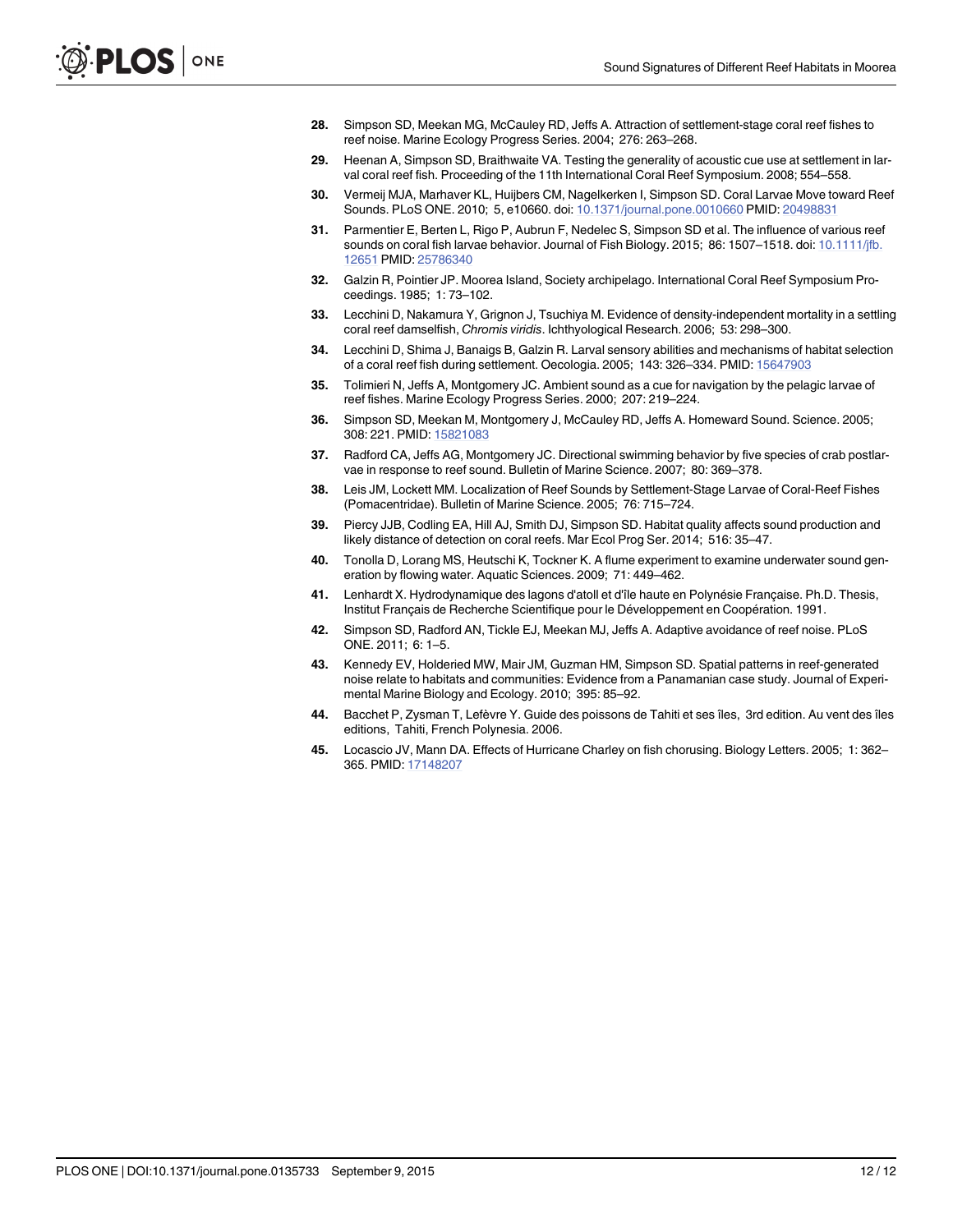28. Simpson SD, Meekan MG, McCauley RD, Jeffs A. Attraction of settlement-stage coral reef fishes to reef noise. Marine Ecology Progress Series. 2004; 276: 263–268.
29. Heenan A, Simpson SD, Braithwaite VA. Testing the generality of acoustic cue use at settlement in larval coral reef fish. Proceeding of the 11th International Coral Reef Symposium. 2008; 554–558.
30. Vermeij MJA, Marhaver KL, Huijbers CM, Nagelkerken I, Simpson SD. Coral Larvae Move toward Reef Sounds. PLoS ONE. 2010; 5, e10660. doi: 10.1371/journal.pone.0010660 PMID: 20498831
31. Parmentier E, Berten L, Rigo P, Aubrun F, Nedelec S, Simpson SD et al. The influence of various reef sounds on coral fish larvae behavior. Journal of Fish Biology. 2015; 86: 1507–1518. doi: 10.1111/jfb.12651 PMID: 25786340
32. Galzin R, Pointier JP. Moorea Island, Society archipelago. International Coral Reef Symposium Proceedings. 1985; 1: 73–102.
33. Lecchini D, Nakamura Y, Grignon J, Tsuchiya M. Evidence of density-independent mortality in a settling coral reef damselfish, *Chromis viridis*. Ichthyological Research. 2006; 53: 298–300.
34. Lecchini D, Shima J, Banaigs B, Galzin R. Larval sensory abilities and mechanisms of habitat selection of a coral reef fish during settlement. Oecologia. 2005; 143: 326–334. PMID: 15647903
35. Tolimieri N, Jeffs A, Montgomery JC. Ambient sound as a cue for navigation by the pelagic larvae of reef fishes. Marine Ecology Progress Series. 2000; 207: 219–224.
36. Simpson SD, Meekan M, Montgomery J, McCauley RD, Jeffs A. Homeward Sound. Science. 2005; 308: 221. PMID: 15821083
37. Radford CA, Jeffs AG, Montgomery JC. Directional swimming behavior by five species of crab postlarvae in response to reef sound. Bulletin of Marine Science. 2007; 80: 369–378.
38. Leis JM, Lockett MM. Localization of Reef Sounds by Settlement-Stage Larvae of Coral-Reef Fishes (Pomacentridae). Bulletin of Marine Science. 2005; 76: 715–724.
39. Piercy JJB, Codling EA, Hill AJ, Smith DJ, Simpson SD. Habitat quality affects sound production and likely distance of detection on coral reefs. Mar Ecol Prog Ser. 2014; 516: 35–47.
40. Tonolla D, Lorang MS, Heutschi K, Tockner K. A flume experiment to examine underwater sound generation by flowing water. Aquatic Sciences. 2009; 71: 449–462.
41. Lenhardt X. Hydrodynamique des lagons d'atoll et d'île haute en Polynésie Française. Ph.D. Thesis, Institut Français de Recherche Scientifique pour le Développement en Coopération. 1991.
42. Simpson SD, Radford AN, Tickle EJ, Meekan MJ, Jeffs A. Adaptive avoidance of reef noise. PLoS ONE. 2011; 6: 1–5.
43. Kennedy EV, Holderied MW, Mair JM, Guzman HM, Simpson SD. Spatial patterns in reef-generated noise relate to habitats and communities: Evidence from a Panamanian case study. Journal of Experimental Marine Biology and Ecology. 2010; 395: 85–92.
44. Bacchet P, Zysman T, Lefèvre Y. Guide des poissons de Tahiti et ses îles, 3rd edition. Au vent des îles editions, Tahiti, French Polynesia. 2006.
45. Locascio JV, Mann DA. Effects of Hurricane Charley on fish chorusing. Biology Letters. 2005; 1: 362–365. PMID: 17148207